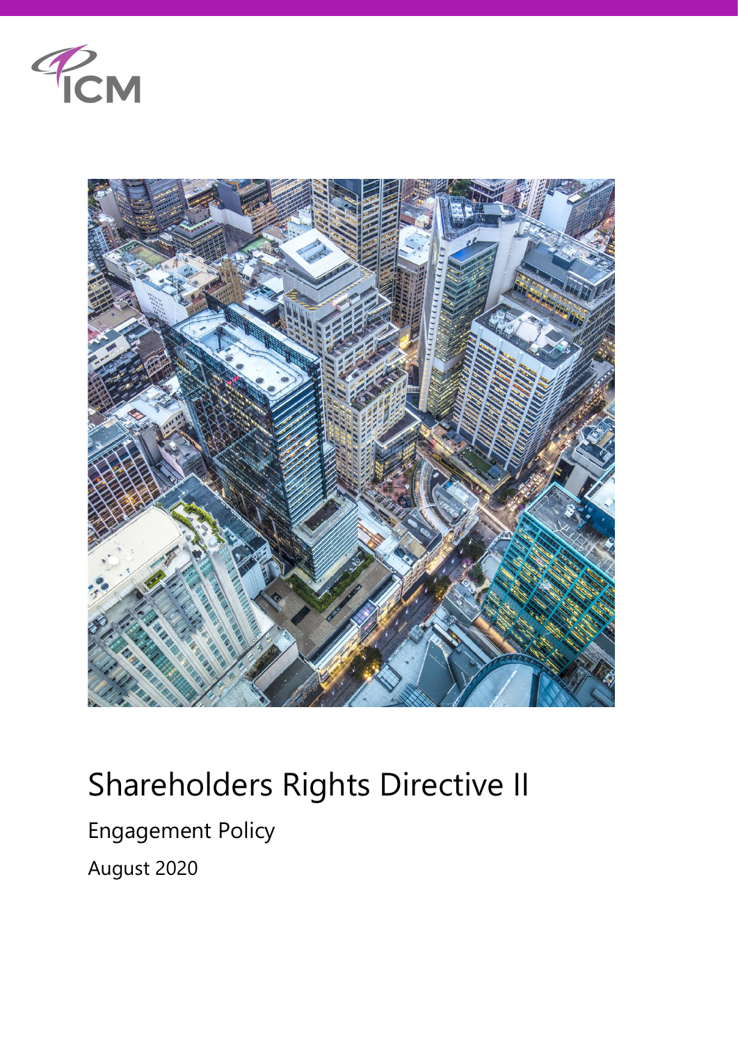ICM

# Shareholders Rights Directive II

## Engagement Policy

August 2020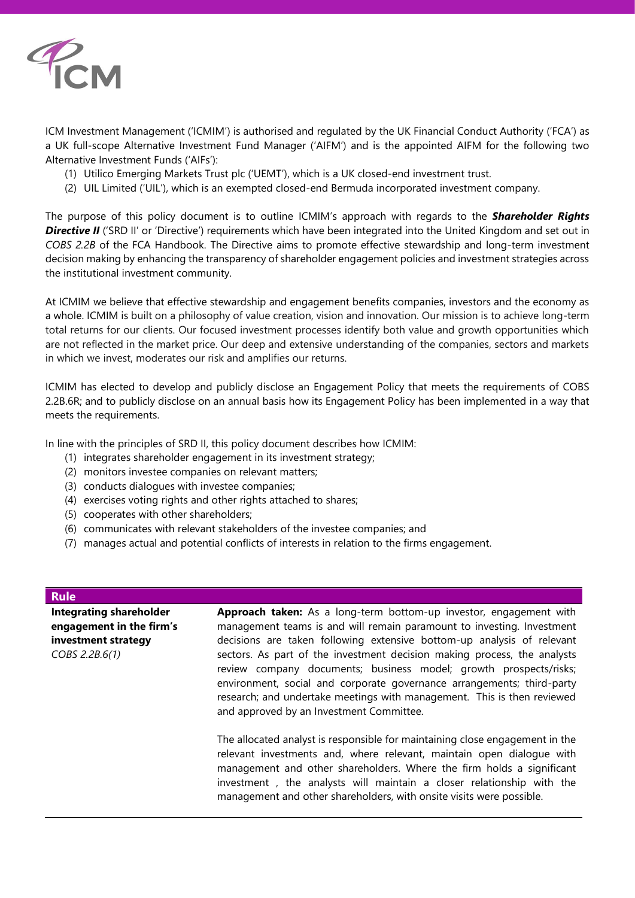ICM Investment Management ('ICMIM') is authorised and regulated by the UK Financial Conduct Authority ('FCA') as a UK full-scope Alternative Investment Fund Manager ('AIFM') and is the appointed AIFM for the following two Alternative Investment Funds ('AIFs'):

(1) Utilico Emerging Markets Trust plc ('UEMT'), which is a UK closed-end investment trust.
(2) UIL Limited ('UIL'), which is an exempted closed-end Bermuda incorporated investment company.

The purpose of this policy document is to outline ICMIM's approach with regards to the ***Shareholder Rights Directive II*** ('SRD II' or 'Directive') requirements which have been integrated into the United Kingdom and set out in *COBS 2.2B* of the FCA Handbook. The Directive aims to promote effective stewardship and long-term investment decision making by enhancing the transparency of shareholder engagement policies and investment strategies across the institutional investment community.

At ICMIM we believe that effective stewardship and engagement benefits companies, investors and the economy as a whole. ICMIM is built on a philosophy of value creation, vision and innovation. Our mission is to achieve long-term total returns for our clients. Our focused investment processes identify both value and growth opportunities which are not reflected in the market price. Our deep and extensive understanding of the companies, sectors and markets in which we invest, moderates our risk and amplifies our returns.

ICMIM has elected to develop and publicly disclose an Engagement Policy that meets the requirements of COBS 2.2B.6R; and to publicly disclose on an annual basis how its Engagement Policy has been implemented in a way that meets the requirements.

In line with the principles of SRD II, this policy document describes how ICMIM:

(1) integrates shareholder engagement in its investment strategy;
(2) monitors investee companies on relevant matters;
(3) conducts dialogues with investee companies;
(4) exercises voting rights and other rights attached to shares;
(5) cooperates with other shareholders;
(6) communicates with relevant stakeholders of the investee companies; and
(7) manages actual and potential conflicts of interests in relation to the firms engagement.

| Rule | |
|---|---|
| **Integrating shareholder engagement in the firm's investment strategy** *COBS 2.2B.6(1)* | **Approach taken:** As a long-term bottom-up investor, engagement with management teams is and will remain paramount to investing. Investment decisions are taken following extensive bottom-up analysis of relevant sectors. As part of the investment decision making process, the analysts review company documents; business model; growth prospects/risks; environment, social and corporate governance arrangements; third-party research; and undertake meetings with management. This is then reviewed and approved by an Investment Committee.<br><br>The allocated analyst is responsible for maintaining close engagement in the relevant investments and, where relevant, maintain open dialogue with management and other shareholders. Where the firm holds a significant investment , the analysts will maintain a closer relationship with the management and other shareholders, with onsite visits were possible. |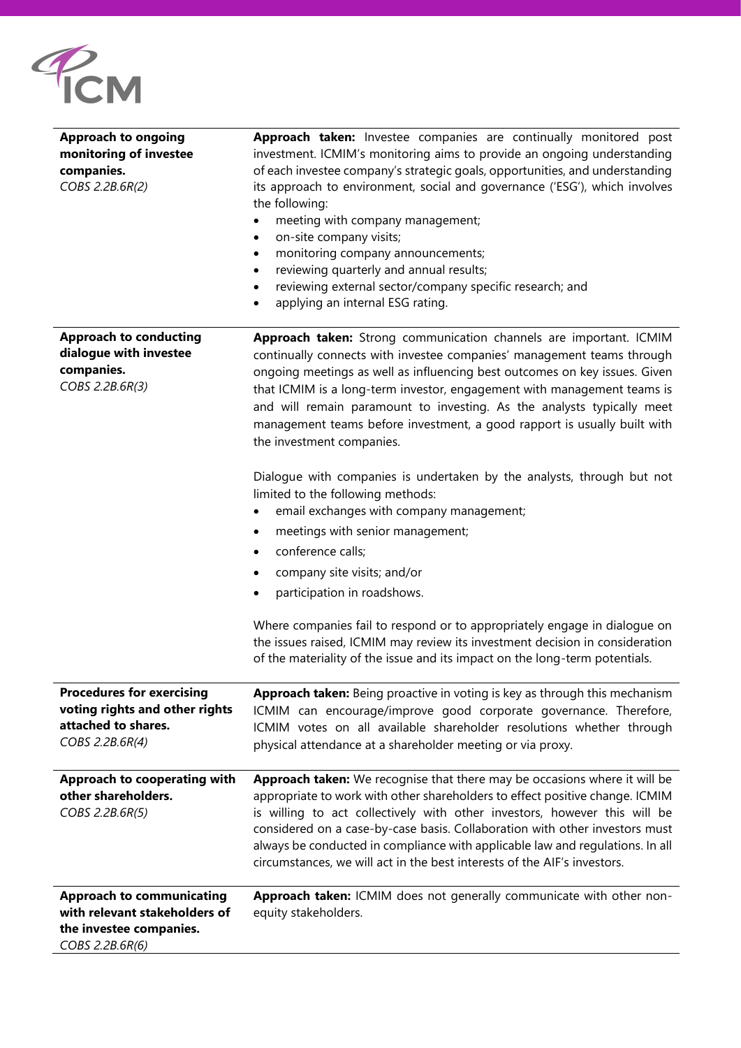| | |
|---|---|
| **Approach to ongoing monitoring of investee companies.**<br>*COBS 2.2B.6R(2)* | **Approach taken:** Investee companies are continually monitored post investment. ICMIM's monitoring aims to provide an ongoing understanding of each investee company's strategic goals, opportunities, and understanding its approach to environment, social and governance ('ESG'), which involves the following:<br>• meeting with company management;<br>• on-site company visits;<br>• monitoring company announcements;<br>• reviewing quarterly and annual results;<br>• reviewing external sector/company specific research; and<br>• applying an internal ESG rating. |
| **Approach to conducting dialogue with investee companies.**<br>*COBS 2.2B.6R(3)* | **Approach taken:** Strong communication channels are important. ICMIM continually connects with investee companies' management teams through ongoing meetings as well as influencing best outcomes on key issues. Given that ICMIM is a long-term investor, engagement with management teams is and will remain paramount to investing. As the analysts typically meet management teams before investment, a good rapport is usually built with the investment companies.<br><br>Dialogue with companies is undertaken by the analysts, through but not limited to the following methods:<br>• email exchanges with company management;<br>• meetings with senior management;<br>• conference calls;<br>• company site visits; and/or<br>• participation in roadshows.<br><br>Where companies fail to respond or to appropriately engage in dialogue on the issues raised, ICMIM may review its investment decision in consideration of the materiality of the issue and its impact on the long-term potentials. |
| **Procedures for exercising voting rights and other rights attached to shares.**<br>*COBS 2.2B.6R(4)* | **Approach taken:** Being proactive in voting is key as through this mechanism ICMIM can encourage/improve good corporate governance. Therefore, ICMIM votes on all available shareholder resolutions whether through physical attendance at a shareholder meeting or via proxy. |
| **Approach to cooperating with other shareholders.**<br>*COBS 2.2B.6R(5)* | **Approach taken:** We recognise that there may be occasions where it will be appropriate to work with other shareholders to effect positive change. ICMIM is willing to act collectively with other investors, however this will be considered on a case-by-case basis. Collaboration with other investors must always be conducted in compliance with applicable law and regulations. In all circumstances, we will act in the best interests of the AIF's investors. |
| **Approach to communicating with relevant stakeholders of the investee companies.**<br>*COBS 2.2B.6R(6)* | **Approach taken:** ICMIM does not generally communicate with other non-equity stakeholders. |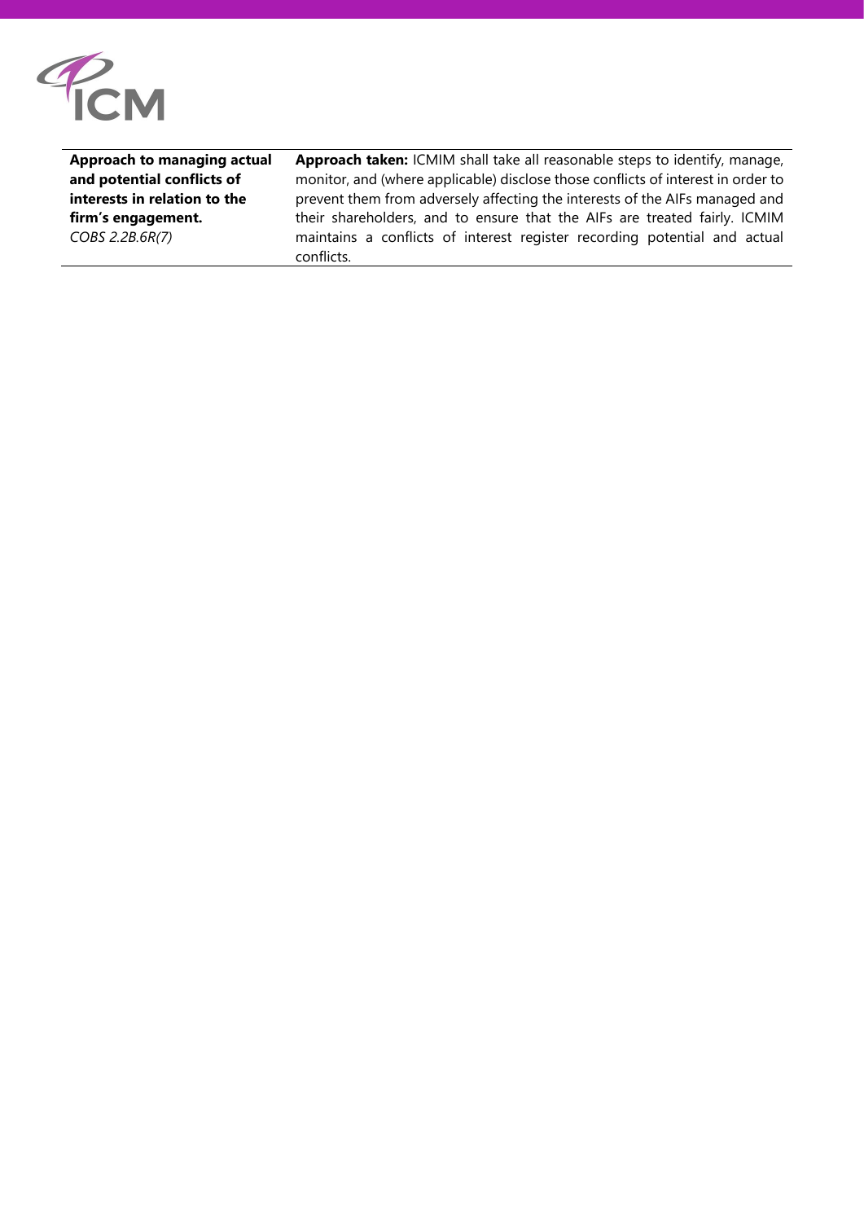| | |
|---|---|
| **Approach to managing actual and potential conflicts of interests in relation to the firm's engagement.** *COBS 2.2B.6R(7)* | **Approach taken:** ICMIM shall take all reasonable steps to identify, manage, monitor, and (where applicable) disclose those conflicts of interest in order to prevent them from adversely affecting the interests of the AIFs managed and their shareholders, and to ensure that the AIFs are treated fairly. ICMIM maintains a conflicts of interest register recording potential and actual conflicts. |